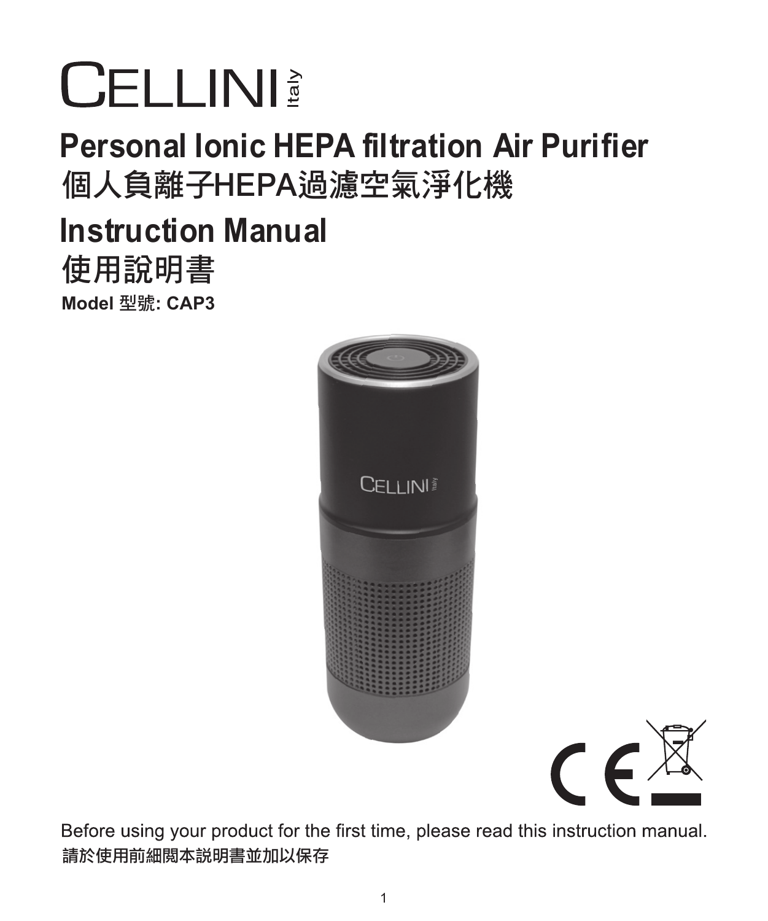# CELLINI Italy

## Personal Ionic HEPA filtration Air Purifier
## 個人負離子HEPA過濾空氣淨化機

## Instruction Manual
## 使用說明書

**Model 型號: CAP3**

Before using your product for the first time, please read this instruction manual.

**請於使用前細閱本說明書並加以保存**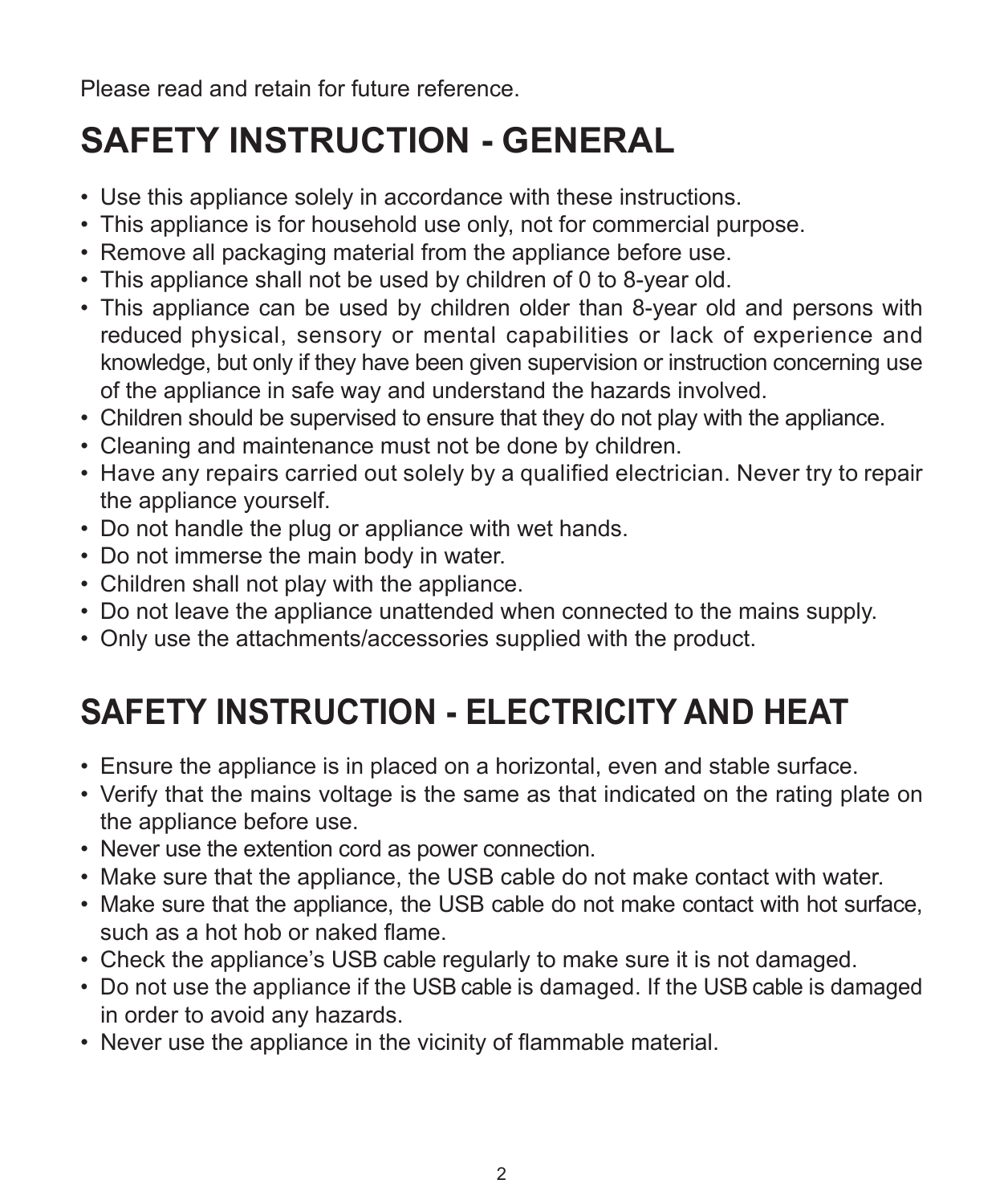Please read and retain for future reference.

# SAFETY INSTRUCTION - GENERAL

- Use this appliance solely in accordance with these instructions.
- This appliance is for household use only, not for commercial purpose.
- Remove all packaging material from the appliance before use.
- This appliance shall not be used by children of 0 to 8-year old.
- This appliance can be used by children older than 8-year old and persons with reduced physical, sensory or mental capabilities or lack of experience and knowledge, but only if they have been given supervision or instruction concerning use of the appliance in safe way and understand the hazards involved.
- Children should be supervised to ensure that they do not play with the appliance.
- Cleaning and maintenance must not be done by children.
- Have any repairs carried out solely by a qualified electrician. Never try to repair the appliance yourself.
- Do not handle the plug or appliance with wet hands.
- Do not immerse the main body in water.
- Children shall not play with the appliance.
- Do not leave the appliance unattended when connected to the mains supply.
- Only use the attachments/accessories supplied with the product.

# SAFETY INSTRUCTION - ELECTRICITY AND HEAT

- Ensure the appliance is in placed on a horizontal, even and stable surface.
- Verify that the mains voltage is the same as that indicated on the rating plate on the appliance before use.
- Never use the extention cord as power connection.
- Make sure that the appliance, the USB cable do not make contact with water.
- Make sure that the appliance, the USB cable do not make contact with hot surface, such as a hot hob or naked flame.
- Check the appliance's USB cable regularly to make sure it is not damaged.
- Do not use the appliance if the USB cable is damaged. If the USB cable is damaged in order to avoid any hazards.
- Never use the appliance in the vicinity of flammable material.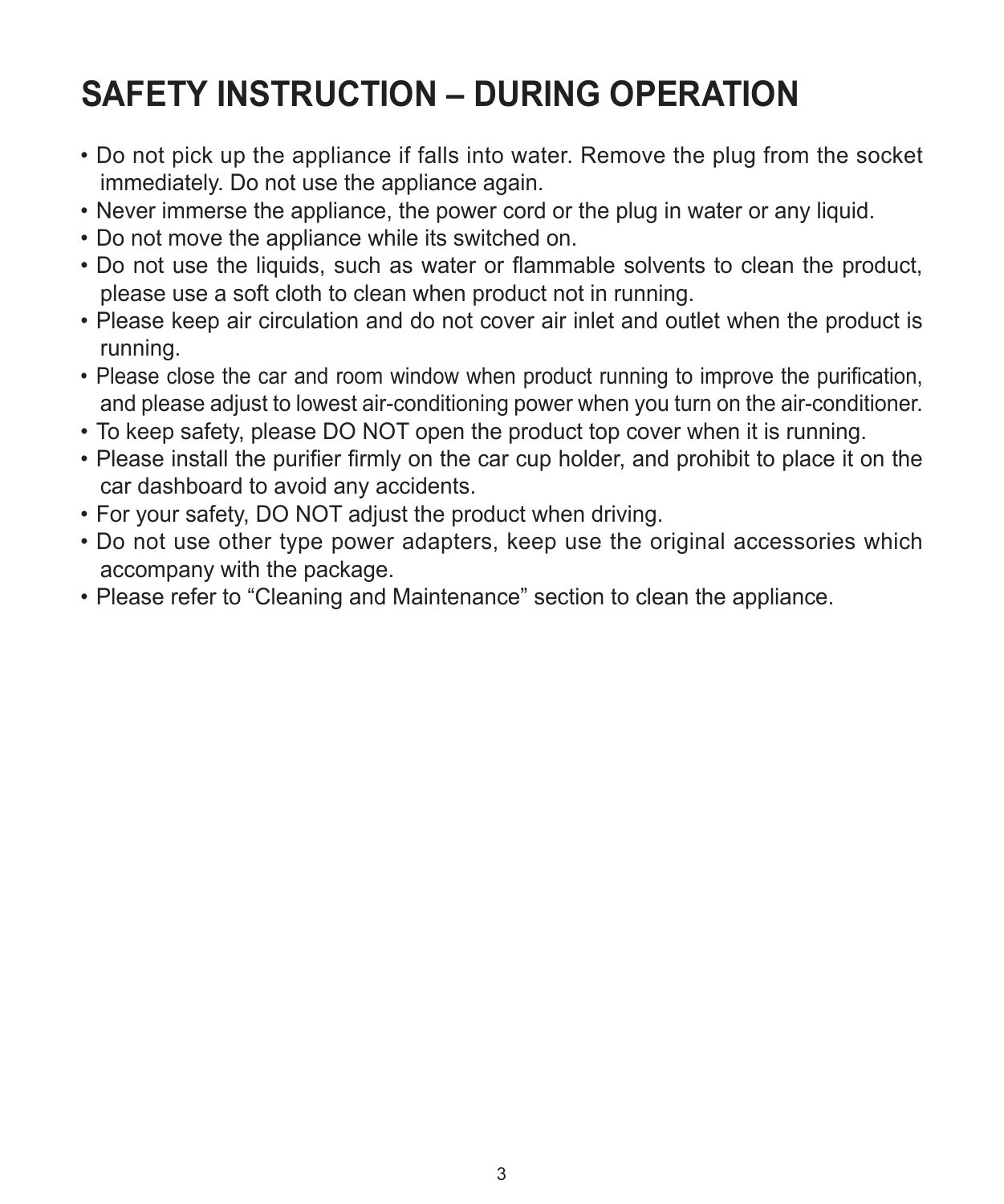# SAFETY INSTRUCTION – DURING OPERATION

- Do not pick up the appliance if falls into water. Remove the plug from the socket immediately. Do not use the appliance again.
- Never immerse the appliance, the power cord or the plug in water or any liquid.
- Do not move the appliance while its switched on.
- Do not use the liquids, such as water or flammable solvents to clean the product, please use a soft cloth to clean when product not in running.
- Please keep air circulation and do not cover air inlet and outlet when the product is running.
- Please close the car and room window when product running to improve the purification, and please adjust to lowest air-conditioning power when you turn on the air-conditioner.
- To keep safety, please DO NOT open the product top cover when it is running.
- Please install the purifier firmly on the car cup holder, and prohibit to place it on the car dashboard to avoid any accidents.
- For your safety, DO NOT adjust the product when driving.
- Do not use other type power adapters, keep use the original accessories which accompany with the package.
- Please refer to “Cleaning and Maintenance” section to clean the appliance.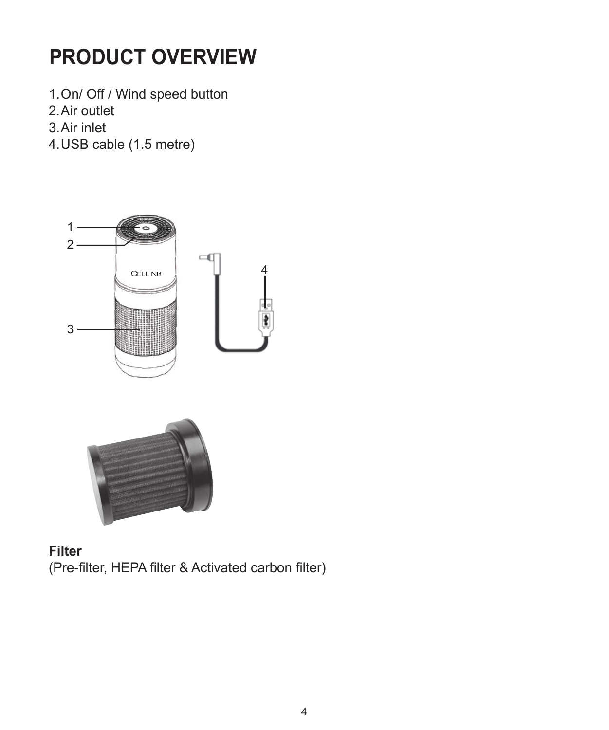# PRODUCT OVERVIEW

1. On/ Off / Wind speed button
2. Air outlet
3. Air inlet
4. USB cable (1.5 metre)

**Filter**
(Pre-filter, HEPA filter & Activated carbon filter)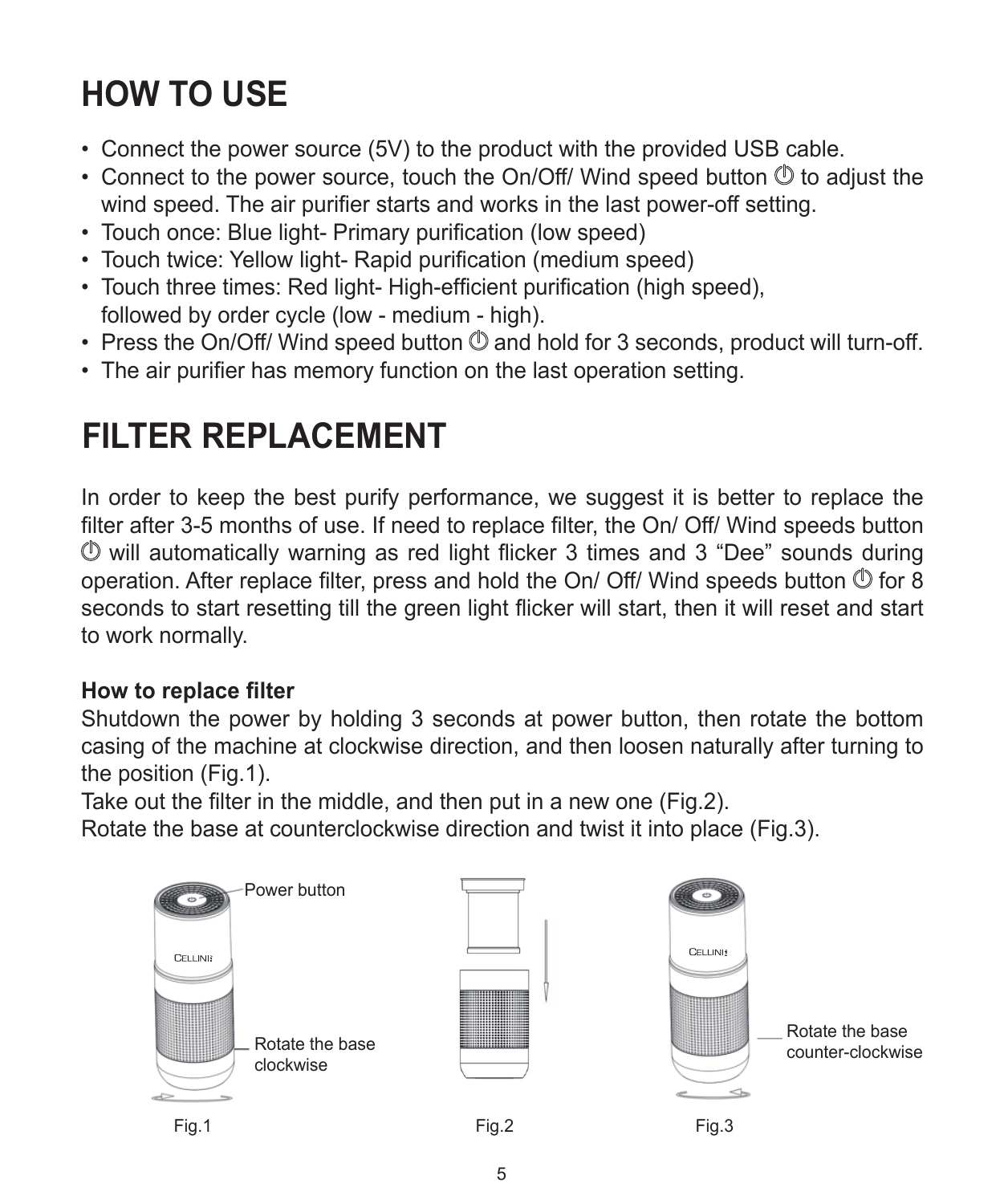# HOW TO USE

- Connect the power source (5V) to the product with the provided USB cable.
- Connect to the power source, touch the On/Off/ Wind speed button ⏻ to adjust the wind speed. The air purifier starts and works in the last power-off setting.
- Touch once: Blue light- Primary purification (low speed)
- Touch twice: Yellow light- Rapid purification (medium speed)
- Touch three times: Red light- High-efficient purification (high speed), followed by order cycle (low - medium - high).
- Press the On/Off/ Wind speed button ⏻ and hold for 3 seconds, product will turn-off.
- The air purifier has memory function on the last operation setting.

# FILTER REPLACEMENT

In order to keep the best purify performance, we suggest it is better to replace the filter after 3-5 months of use. If need to replace filter, the On/ Off/ Wind speeds button ⏻ will automatically warning as red light flicker 3 times and 3 "Dee" sounds during operation. After replace filter, press and hold the On/ Off/ Wind speeds button ⏻ for 8 seconds to start resetting till the green light flicker will start, then it will reset and start to work normally.

**How to replace filter**

Shutdown the power by holding 3 seconds at power button, then rotate the bottom casing of the machine at clockwise direction, and then loosen naturally after turning to the position (Fig.1).

Take out the filter in the middle, and then put in a new one (Fig.2).

Rotate the base at counterclockwise direction and twist it into place (Fig.3).

Power button

Rotate the base clockwise

Fig.1

Fig.2

Rotate the base counter-clockwise

Fig.3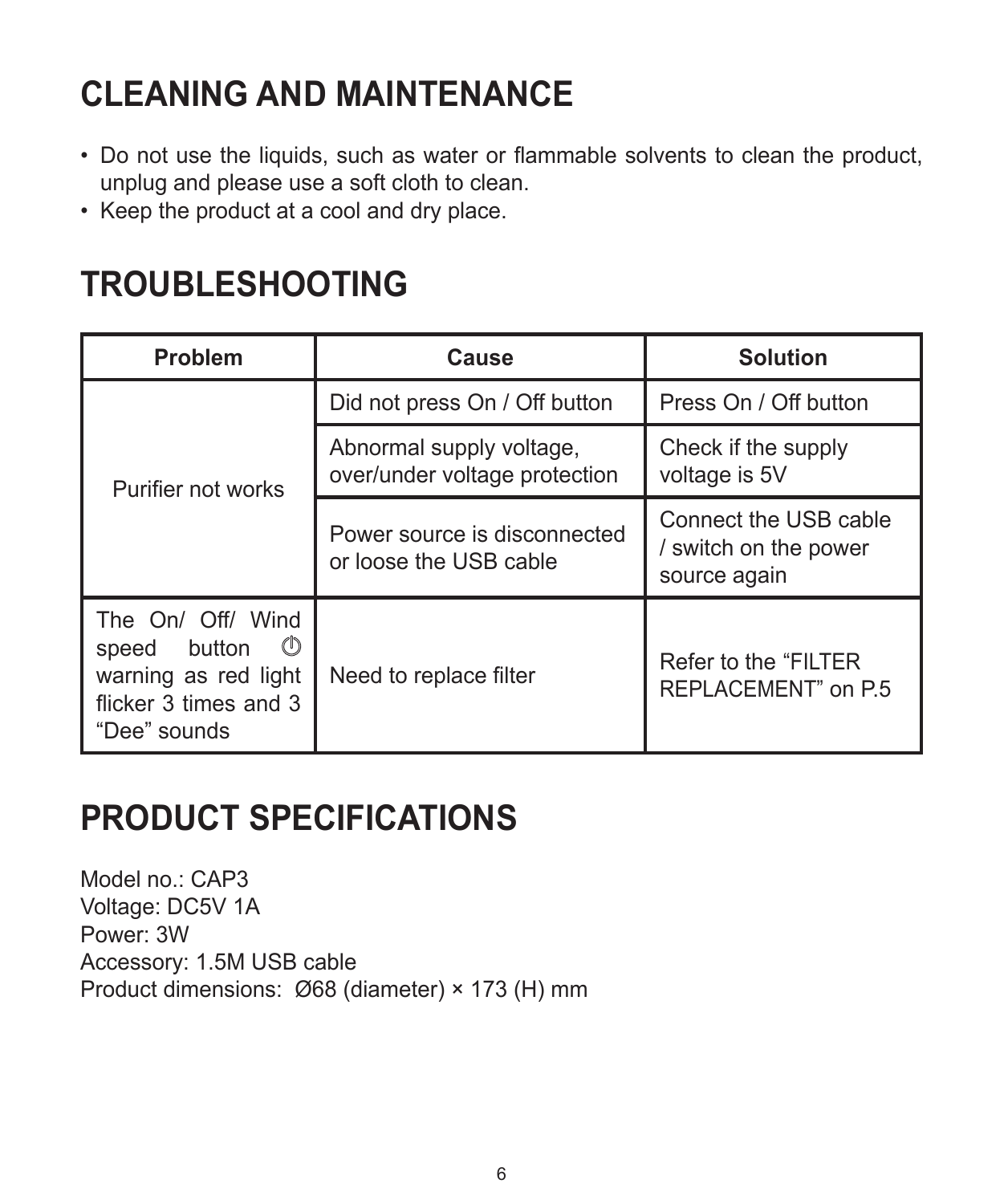# CLEANING AND MAINTENANCE

- Do not use the liquids, such as water or flammable solvents to clean the product, unplug and please use a soft cloth to clean.
- Keep the product at a cool and dry place.

# TROUBLESHOOTING

| Problem | Cause | Solution |
| --- | --- | --- |
| Purifier not works | Did not press On / Off button | Press On / Off button |
| | Abnormal supply voltage, over/under voltage protection | Check if the supply voltage is 5V |
| | Power source is disconnected or loose the USB cable | Connect the USB cable / switch on the power source again |
| The On/ Off/ Wind speed button ⏻ warning as red light flicker 3 times and 3 "Dee" sounds | Need to replace filter | Refer to the "FILTER REPLACEMENT" on P.5 |

# PRODUCT SPECIFICATIONS

Model no.: CAP3
Voltage: DC5V 1A
Power: 3W
Accessory: 1.5M USB cable
Product dimensions: Ø68 (diameter) × 173 (H) mm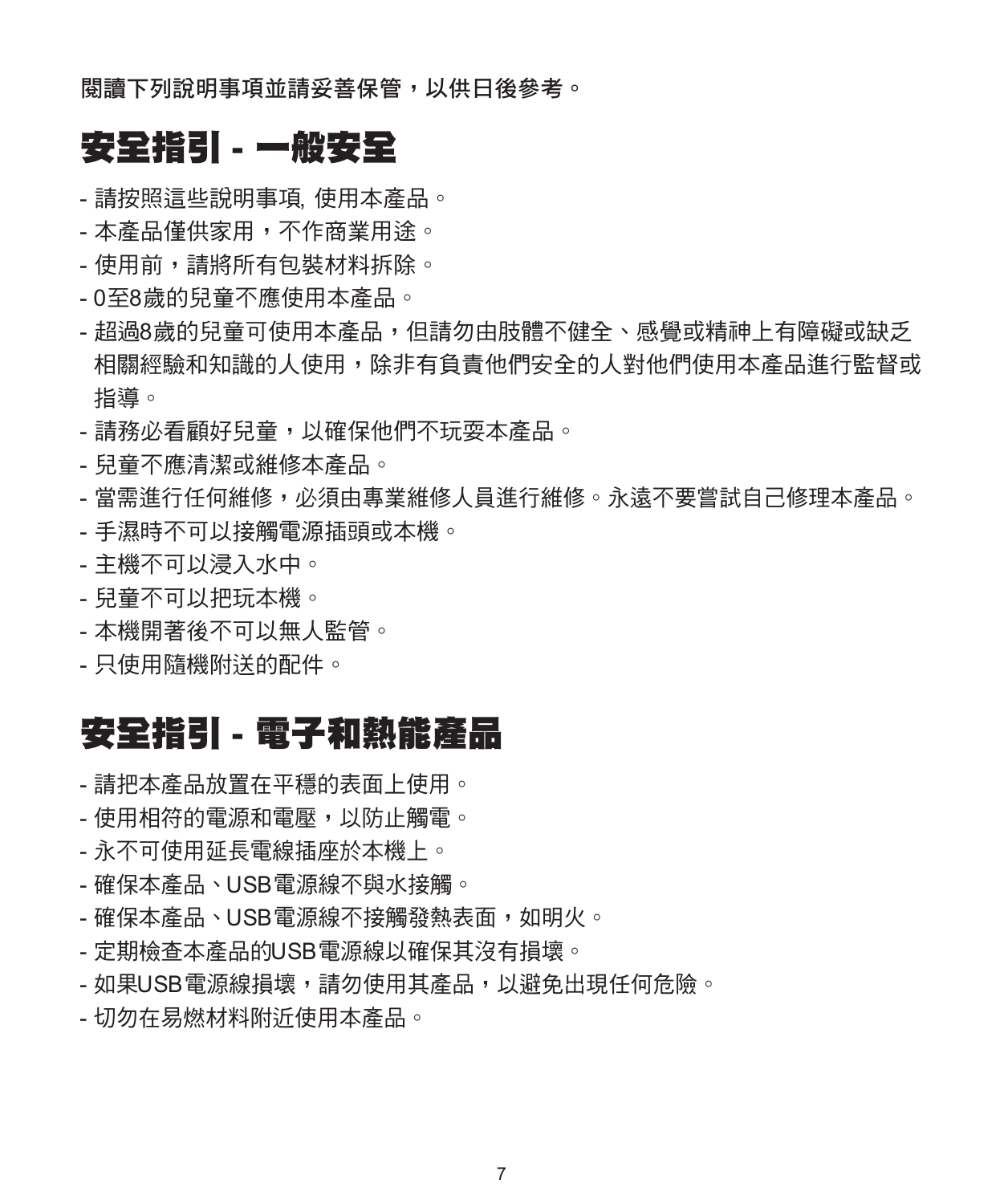閱讀下列說明事項並請妥善保管，以供日後參考。

# 安全指引 - 一般安全

- 請按照這些說明事項, 使用本產品。
- 本產品僅供家用，不作商業用途。
- 使用前，請將所有包裝材料拆除。
- 0至8歲的兒童不應使用本產品。
- 超過8歲的兒童可使用本產品，但請勿由肢體不健全、感覺或精神上有障礙或缺乏相關經驗和知識的人使用，除非有負責他們安全的人對他們使用本產品進行監督或指導。
- 請務必看顧好兒童，以確保他們不玩耍本產品。
- 兒童不應清潔或維修本產品。
- 當需進行任何維修，必須由專業維修人員進行維修。永遠不要嘗試自己修理本產品。
- 手濕時不可以接觸電源插頭或本機。
- 主機不可以浸入水中。
- 兒童不可以把玩本機。
- 本機開著後不可以無人監管。
- 只使用隨機附送的配件。

# 安全指引 - 電子和熱能產品

- 請把本產品放置在平穩的表面上使用。
- 使用相符的電源和電壓，以防止觸電。
- 永不可使用延長電線插座於本機上。
- 確保本產品、USB電源線不與水接觸。
- 確保本產品、USB電源線不接觸發熱表面，如明火。
- 定期檢查本產品的USB電源線以確保其沒有損壞。
- 如果USB電源線損壞，請勿使用其產品，以避免出現任何危險。
- 切勿在易燃材料附近使用本產品。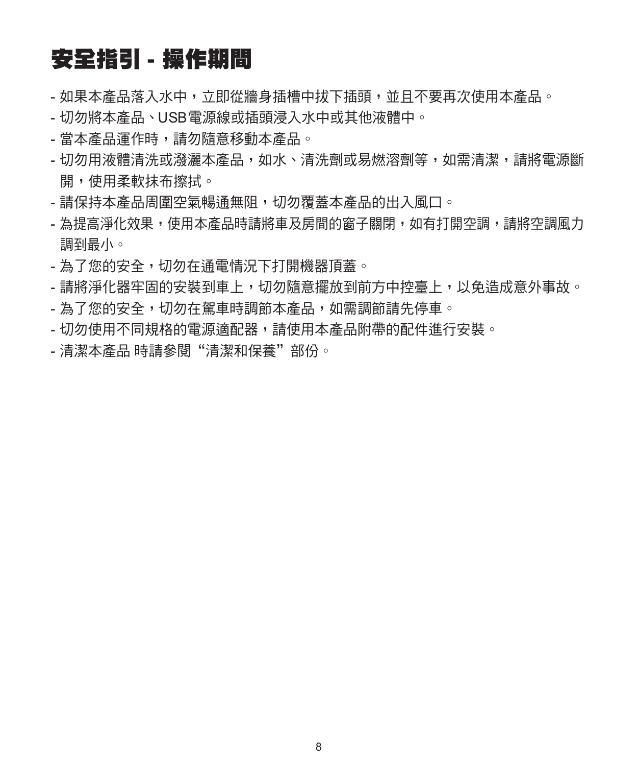# 安全指引 - 操作期間

- 如果本產品落入水中，立即從牆身插槽中拔下插頭，並且不要再次使用本產品。
- 切勿將本產品、USB電源線或插頭浸入水中或其他液體中。
- 當本產品運作時，請勿隨意移動本產品。
- 切勿用液體清洗或潑灑本產品，如水、清洗劑或易燃溶劑等，如需清潔，請將電源斷開，使用柔軟抹布擦拭。
- 請保持本產品周圍空氣暢通無阻，切勿覆蓋本產品的出入風口。
- 為提高淨化效果，使用本產品時請將車及房間的窗子關閉，如有打開空調，請將空調風力調到最小。
- 為了您的安全，切勿在通電情況下打開機器頂蓋。
- 請將淨化器牢固的安裝到車上，切勿隨意擺放到前方中控臺上，以免造成意外事故。
- 為了您的安全，切勿在駕車時調節本產品，如需調節請先停車。
- 切勿使用不同規格的電源適配器，請使用本產品附帶的配件進行安裝。
- 清潔本產品 時請參閱“清潔和保養”部份。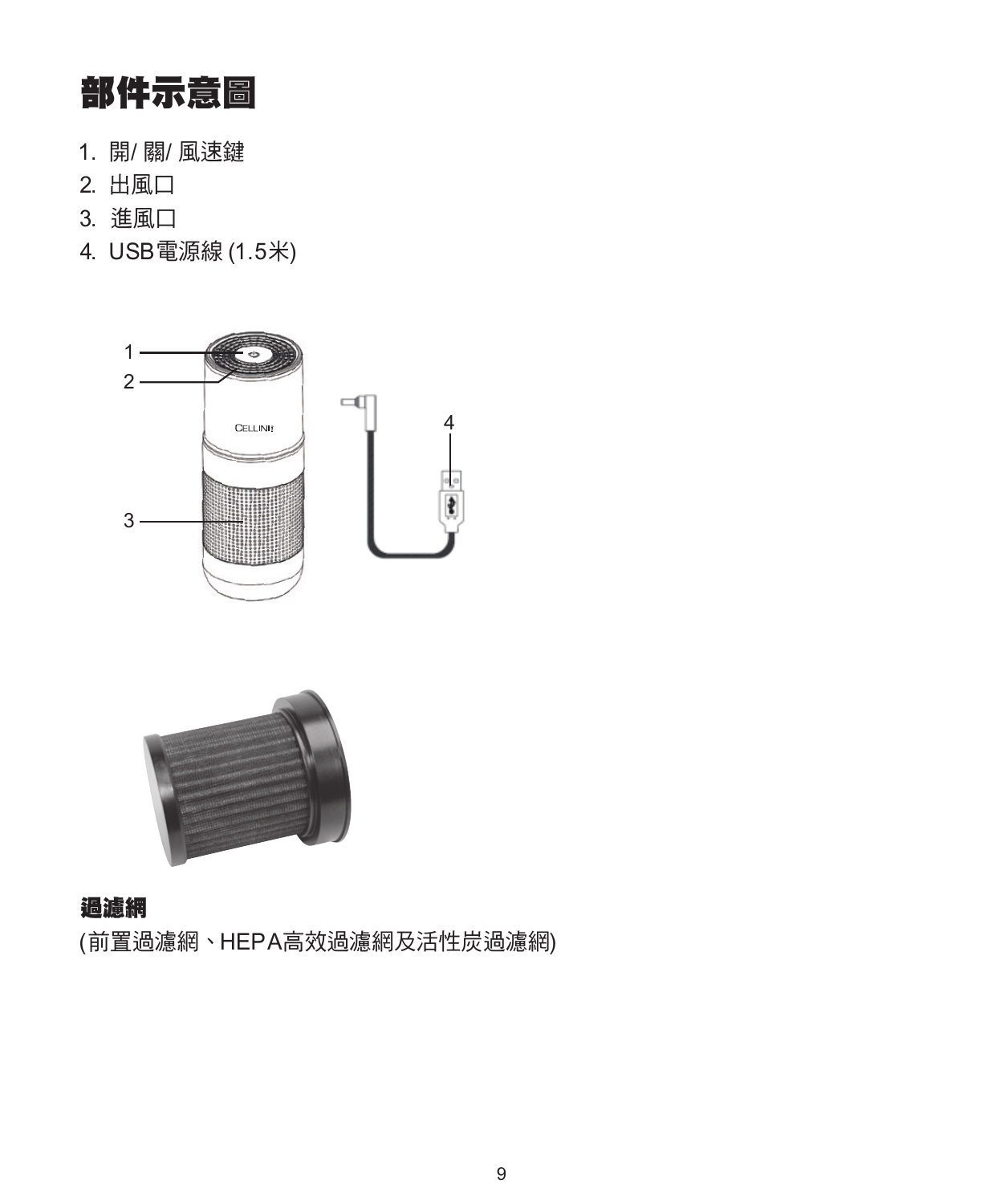# 部件示意圖

1. 開/ 關/ 風速鍵
2. 出風口
3. 進風口
4. USB電源線 (1.5米)

**過濾網**

(前置過濾網、HEPA高效過濾網及活性炭過濾網)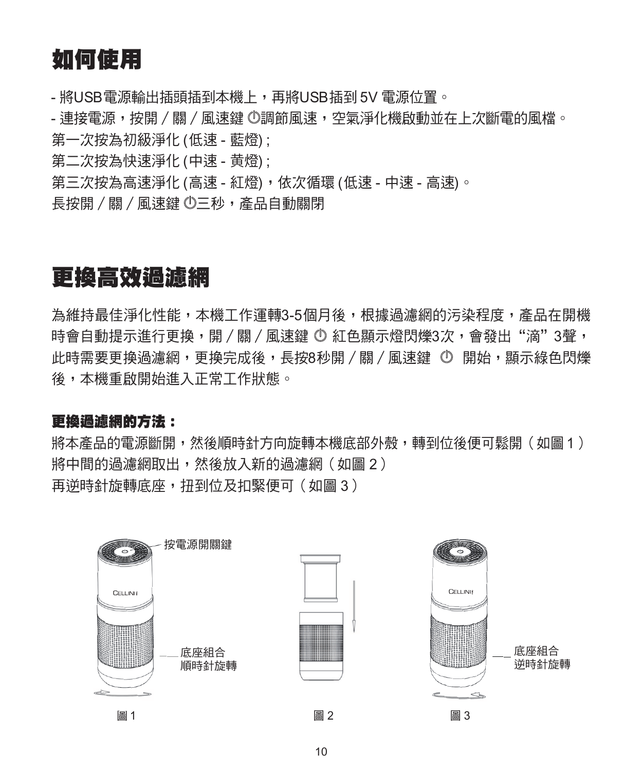# 如何使用

- 將USB電源輸出插頭插到本機上，再將USB插到 5V 電源位置。
- 連接電源，按開／關／風速鍵 ⏻調節風速，空氣淨化機啟動並在上次斷電的風檔。

第一次按為初級淨化 (低速 - 藍燈) ;

第二次按為快速淨化 (中速 - 黄燈) ;

第三次按為高速淨化 (高速 - 紅燈)，依次循環 (低速 - 中速 - 高速)。

長按開／關／風速鍵 ⏻三秒，產品自動關閉

# 更換高效過濾網

為維持最佳淨化性能，本機工作運轉3-5個月後，根據過濾網的污染程度，產品在開機時會自動提示進行更換，開／關／風速鍵 ⏻ 紅色顯示燈閃爍3次，會發出“滴”3聲，此時需要更換過濾網，更換完成後，長按8秒開／關／風速鍵 ⏻ 開始，顯示綠色閃爍後，本機重啟開始進入正常工作狀態。

**更換過濾網的方法：**

將本產品的電源斷開，然後順時針方向旋轉本機底部外殼，轉到位後便可鬆開（如圖 1）

將中間的過濾網取出，然後放入新的過濾網（如圖 2）

再逆時針旋轉底座，扭到位及扣緊便可（如圖 3）

按電源開關鍵

底座組合
順時針旋轉

圖 1

圖 2

底座組合
逆時針旋轉

圖 3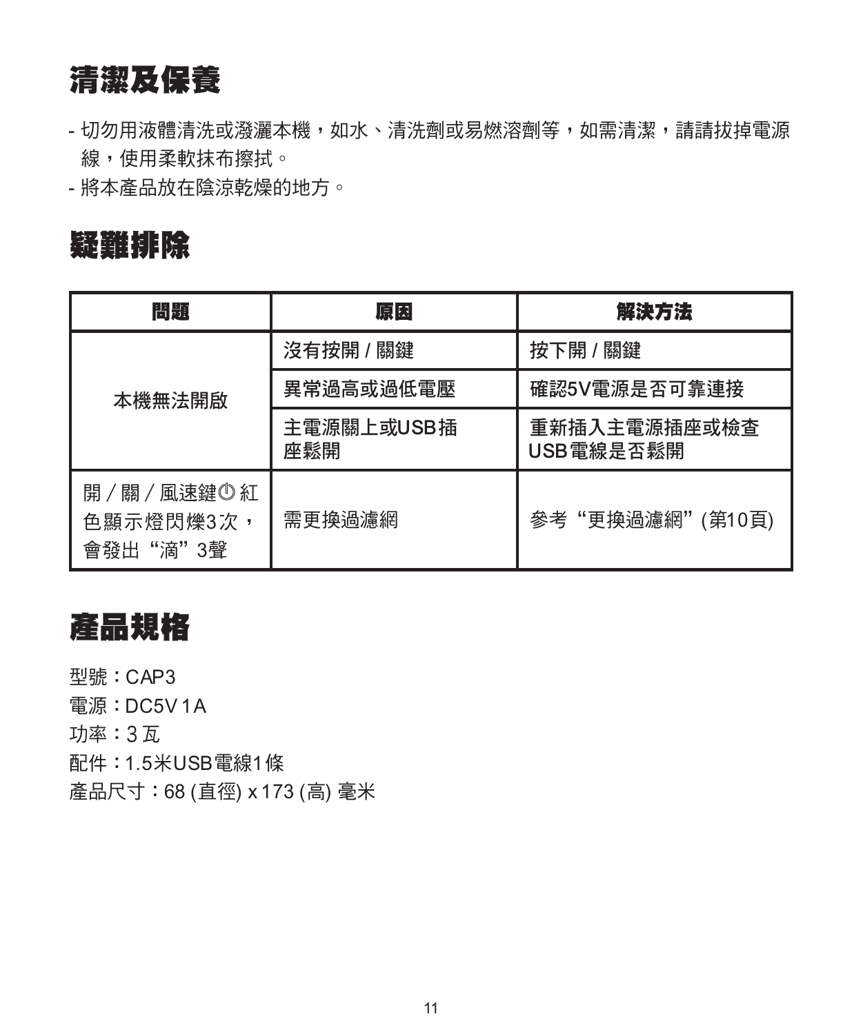# 清潔及保養

- 切勿用液體清洗或潑灑本機，如水、清洗劑或易燃溶劑等，如需清潔，請請拔掉電源線，使用柔軟抹布擦拭。
- 將本產品放在陰涼乾燥的地方。

# 疑難排除

| 問題 | 原因 | 解決方法 |
|---|---|---|
| 本機無法開啟 | 沒有按開 / 關鍵 | 按下開 / 關鍵 |
| | 異常過高或過低電壓 | 確認5V電源是否可靠連接 |
| | 主電源關上或USB插座鬆開 | 重新插入主電源插座或檢查USB電線是否鬆開 |
| 開 / 關 / 風速鍵⏻紅色顯示燈閃爍3次，會發出“滴”3聲 | 需更換過濾網 | 參考“更換過濾網” (第10頁) |

# 產品規格

型號：CAP3

電源：DC5V 1A

功率：3 瓦

配件：1.5米USB電線1條

產品尺寸：68 (直徑) x 173 (高) 毫米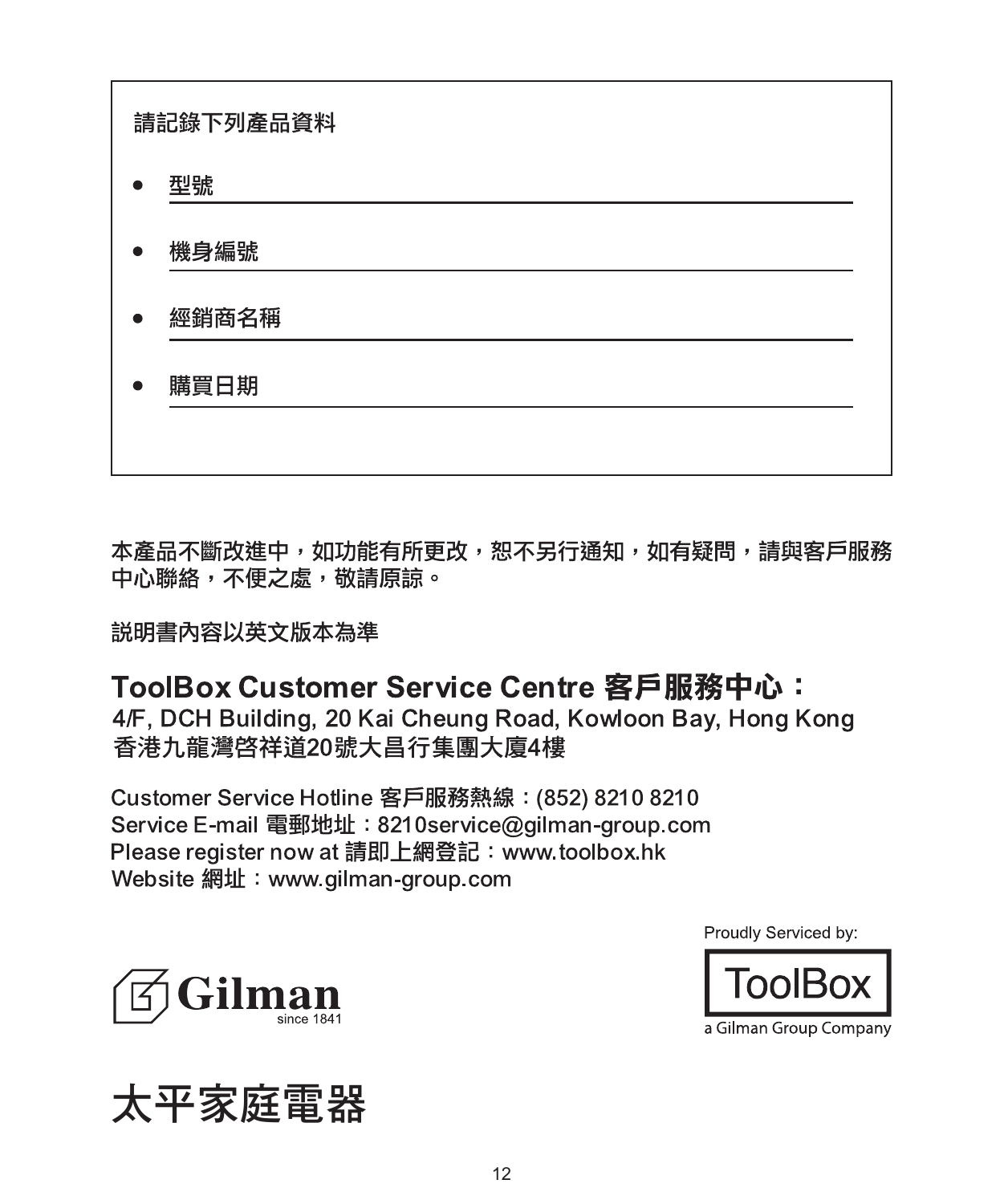請記錄下列產品資料

- 型號 ________________________________
- 機身編號 ________________________________
- 經銷商名稱 ________________________________
- 購買日期 ________________________________

本產品不斷改進中，如功能有所更改，恕不另行通知，如有疑問，請與客戶服務中心聯絡，不便之處，敬請原諒。

説明書內容以英文版本為準

## ToolBox Customer Service Centre 客戶服務中心：

4/F, DCH Building, 20 Kai Cheung Road, Kowloon Bay, Hong Kong
香港九龍灣啓祥道20號大昌行集團大廈4樓

Customer Service Hotline 客戶服務熱線：(852) 8210 8210
Service E-mail 電郵地址：8210service@gilman-group.com
Please register now at 請即上網登記：www.toolbox.hk
Website 網址：www.gilman-group.com

Gilman
since 1841

Proudly Serviced by:
ToolBox
a Gilman Group Company

# 太平家庭電器